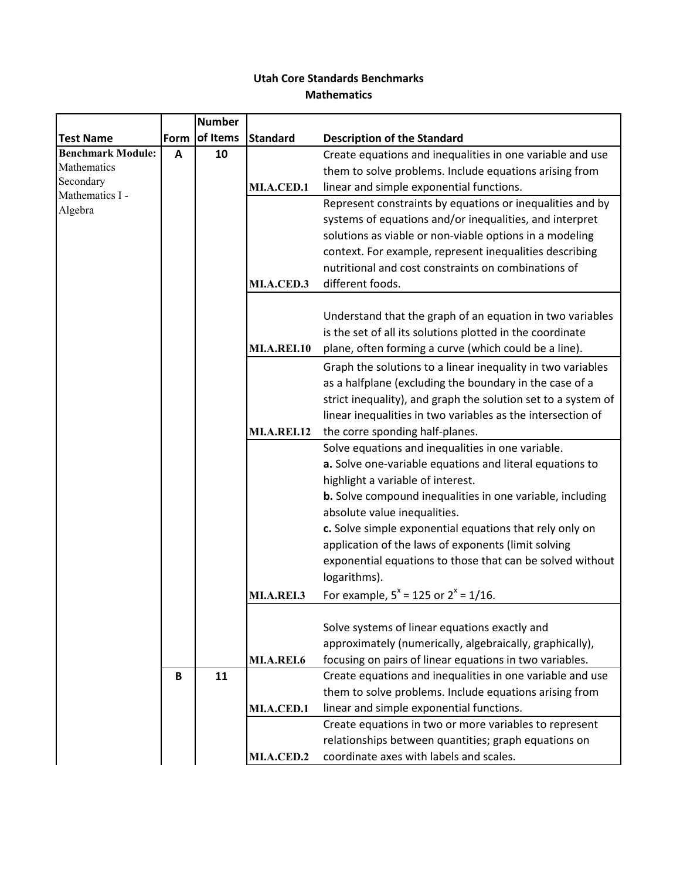# Utah Core Standards Benchmarks
## Mathematics

| Test Name | Form | Number of Items | Standard | Description of the Standard |
|---|---|---|---|---|
| **Benchmark Module:** Mathematics Secondary Mathematics I - Algebra | **A** | **10** | **MI.A.CED.1** | Create equations and inequalities in one variable and use them to solve problems. Include equations arising from linear and simple exponential functions. |
| | | | **MI.A.CED.3** | Represent constraints by equations or inequalities and by systems of equations and/or inequalities, and interpret solutions as viable or non-viable options in a modeling context. For example, represent inequalities describing nutritional and cost constraints on combinations of different foods. |
| | | | **MI.A.REI.10** | Understand that the graph of an equation in two variables is the set of all its solutions plotted in the coordinate plane, often forming a curve (which could be a line). |
| | | | **MI.A.REI.12** | Graph the solutions to a linear inequality in two variables as a halfplane (excluding the boundary in the case of a strict inequality), and graph the solution set to a system of linear inequalities in two variables as the intersection of the corre sponding half-planes. |
| | | | **MI.A.REI.3** | Solve equations and inequalities in one variable. **a.** Solve one-variable equations and literal equations to highlight a variable of interest. **b.** Solve compound inequalities in one variable, including absolute value inequalities. **c.** Solve simple exponential equations that rely only on application of the laws of exponents (limit solving exponential equations to those that can be solved without logarithms). For example, $5^x = 125$ or $2^x = 1/16$. |
| | | | **MI.A.REI.6** | Solve systems of linear equations exactly and approximately (numerically, algebraically, graphically), focusing on pairs of linear equations in two variables. |
| | **B** | **11** | **MI.A.CED.1** | Create equations and inequalities in one variable and use them to solve problems. Include equations arising from linear and simple exponential functions. |
| | | | **MI.A.CED.2** | Create equations in two or more variables to represent relationships between quantities; graph equations on coordinate axes with labels and scales. |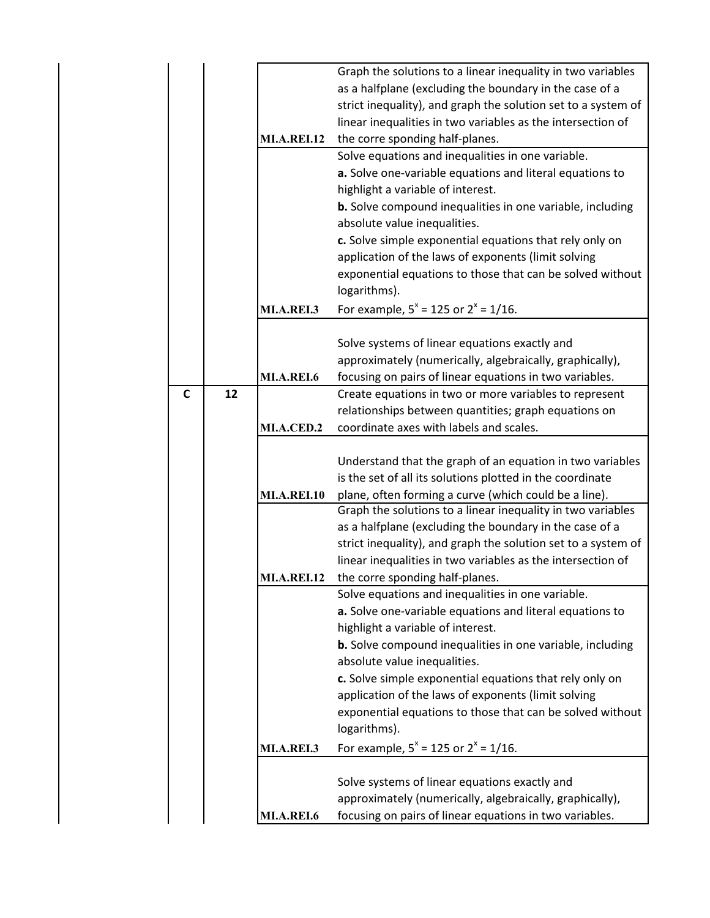| | | | | |
|---|---|---|---|---|
| | | | MI.A.REI.12 | Graph the solutions to a linear inequality in two variables as a halfplane (excluding the boundary in the case of a strict inequality), and graph the solution set to a system of linear inequalities in two variables as the intersection of the corre sponding half-planes. |
| | | | MI.A.REI.3 | Solve equations and inequalities in one variable.<br>**a.** Solve one-variable equations and literal equations to highlight a variable of interest.<br>**b.** Solve compound inequalities in one variable, including absolute value inequalities.<br>**c.** Solve simple exponential equations that rely only on application of the laws of exponents (limit solving exponential equations to those that can be solved without logarithms).<br>For example, $5^x = 125$ or $2^x = 1/16$. |
| | | | MI.A.REI.6 | Solve systems of linear equations exactly and approximately (numerically, algebraically, graphically), focusing on pairs of linear equations in two variables. |
| | C | 12 | MI.A.CED.2 | Create equations in two or more variables to represent relationships between quantities; graph equations on coordinate axes with labels and scales. |
| | | | MI.A.REI.10 | Understand that the graph of an equation in two variables is the set of all its solutions plotted in the coordinate plane, often forming a curve (which could be a line). |
| | | | MI.A.REI.12 | Graph the solutions to a linear inequality in two variables as a halfplane (excluding the boundary in the case of a strict inequality), and graph the solution set to a system of linear inequalities in two variables as the intersection of the corre sponding half-planes. |
| | | | MI.A.REI.3 | Solve equations and inequalities in one variable.<br>**a.** Solve one-variable equations and literal equations to highlight a variable of interest.<br>**b.** Solve compound inequalities in one variable, including absolute value inequalities.<br>**c.** Solve simple exponential equations that rely only on application of the laws of exponents (limit solving exponential equations to those that can be solved without logarithms).<br>For example, $5^x = 125$ or $2^x = 1/16$. |
| | | | MI.A.REI.6 | Solve systems of linear equations exactly and approximately (numerically, algebraically, graphically), focusing on pairs of linear equations in two variables. |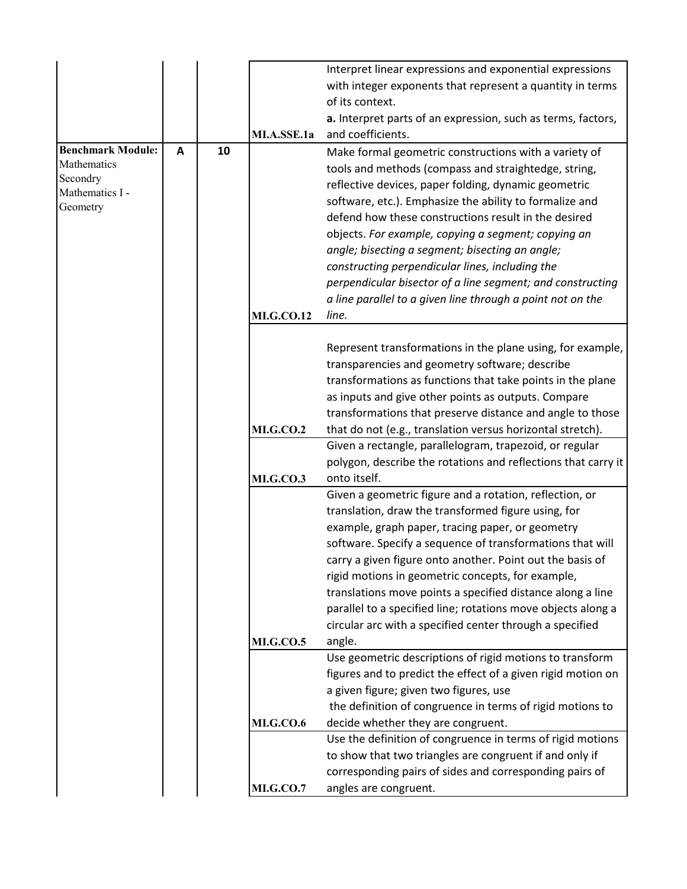| | | | | |
|---|---|---|---|---|
| | | | MI.A.SSE.1a | Interpret linear expressions and exponential expressions with integer exponents that represent a quantity in terms of its context. **a.** Interpret parts of an expression, such as terms, factors, and coefficients. |
| **Benchmark Module:** Mathematics Secondry Mathematics I - Geometry | A | 10 | MI.G.CO.12 | Make formal geometric constructions with a variety of tools and methods (compass and straightedge, string, reflective devices, paper folding, dynamic geometric software, etc.). Emphasize the ability to formalize and defend how these constructions result in the desired objects. *For example, copying a segment; copying an angle; bisecting a segment; bisecting an angle; constructing perpendicular lines, including the perpendicular bisector of a line segment; and constructing a line parallel to a given line through a point not on the line.* |
| | | | MI.G.CO.2 | Represent transformations in the plane using, for example, transparencies and geometry software; describe transformations as functions that take points in the plane as inputs and give other points as outputs. Compare transformations that preserve distance and angle to those that do not (e.g., translation versus horizontal stretch). |
| | | | MI.G.CO.3 | Given a rectangle, parallelogram, trapezoid, or regular polygon, describe the rotations and reflections that carry it onto itself. |
| | | | MI.G.CO.5 | Given a geometric figure and a rotation, reflection, or translation, draw the transformed figure using, for example, graph paper, tracing paper, or geometry software. Specify a sequence of transformations that will carry a given figure onto another. Point out the basis of rigid motions in geometric concepts, for example, translations move points a specified distance along a line parallel to a specified line; rotations move objects along a circular arc with a specified center through a specified angle. |
| | | | MI.G.CO.6 | Use geometric descriptions of rigid motions to transform figures and to predict the effect of a given rigid motion on a given figure; given two figures, use the definition of congruence in terms of rigid motions to decide whether they are congruent. |
| | | | MI.G.CO.7 | Use the definition of congruence in terms of rigid motions to show that two triangles are congruent if and only if corresponding pairs of sides and corresponding pairs of angles are congruent. |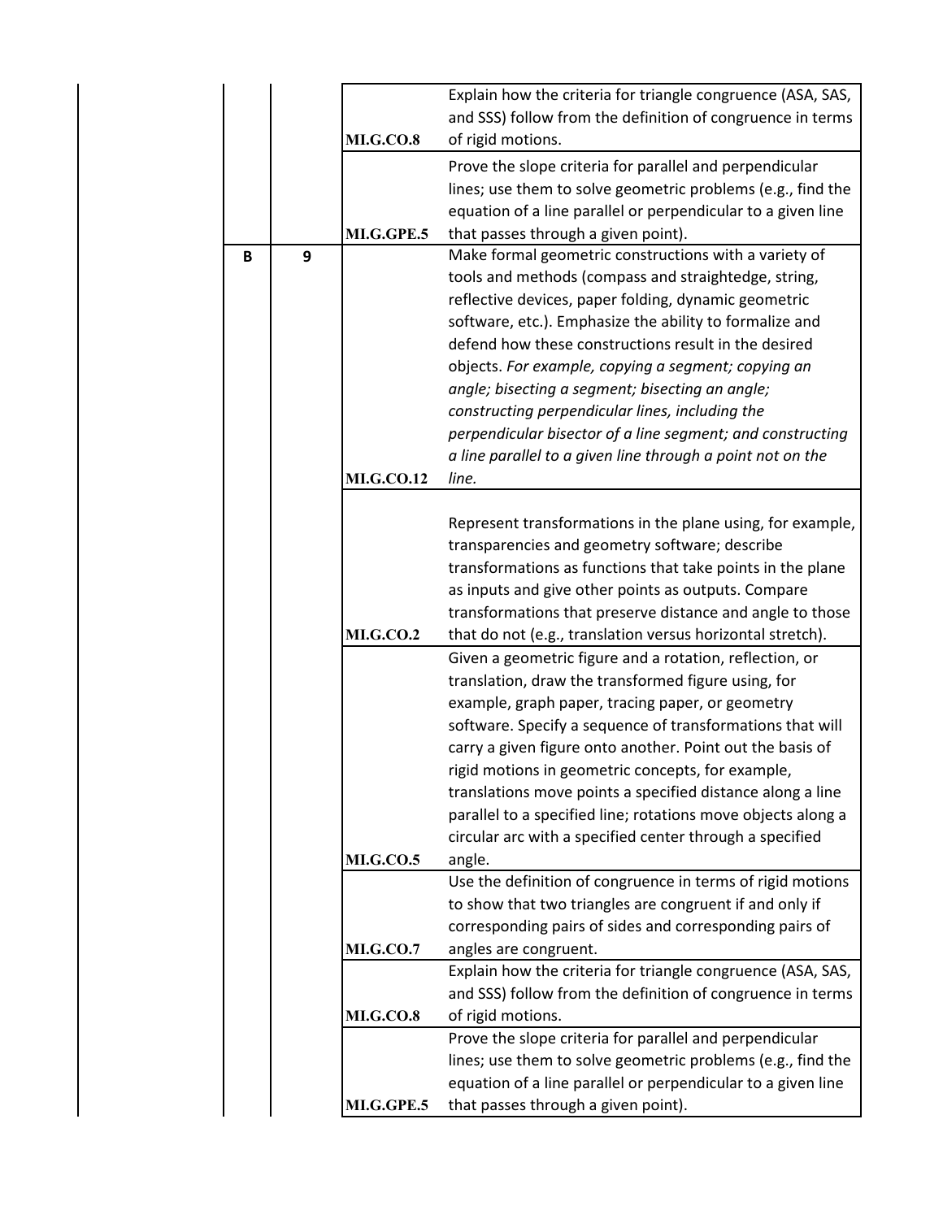| | | | | |
|---|---|---|---|---|
| | | | MI.G.CO.8 | Explain how the criteria for triangle congruence (ASA, SAS, and SSS) follow from the definition of congruence in terms of rigid motions. |
| | | | MI.G.GPE.5 | Prove the slope criteria for parallel and perpendicular lines; use them to solve geometric problems (e.g., find the equation of a line parallel or perpendicular to a given line that passes through a given point). |
| | B | 9 | MI.G.CO.12 | Make formal geometric constructions with a variety of tools and methods (compass and straightedge, string, reflective devices, paper folding, dynamic geometric software, etc.). Emphasize the ability to formalize and defend how these constructions result in the desired objects. *For example, copying a segment; copying an angle; bisecting a segment; bisecting an angle; constructing perpendicular lines, including the perpendicular bisector of a line segment; and constructing a line parallel to a given line through a point not on the line.* |
| | | | MI.G.CO.2 | Represent transformations in the plane using, for example, transparencies and geometry software; describe transformations as functions that take points in the plane as inputs and give other points as outputs. Compare transformations that preserve distance and angle to those that do not (e.g., translation versus horizontal stretch). |
| | | | MI.G.CO.5 | Given a geometric figure and a rotation, reflection, or translation, draw the transformed figure using, for example, graph paper, tracing paper, or geometry software. Specify a sequence of transformations that will carry a given figure onto another. Point out the basis of rigid motions in geometric concepts, for example, translations move points a specified distance along a line parallel to a specified line; rotations move objects along a circular arc with a specified center through a specified angle. |
| | | | MI.G.CO.7 | Use the definition of congruence in terms of rigid motions to show that two triangles are congruent if and only if corresponding pairs of sides and corresponding pairs of angles are congruent. |
| | | | MI.G.CO.8 | Explain how the criteria for triangle congruence (ASA, SAS, and SSS) follow from the definition of congruence in terms of rigid motions. |
| | | | MI.G.GPE.5 | Prove the slope criteria for parallel and perpendicular lines; use them to solve geometric problems (e.g., find the equation of a line parallel or perpendicular to a given line that passes through a given point). |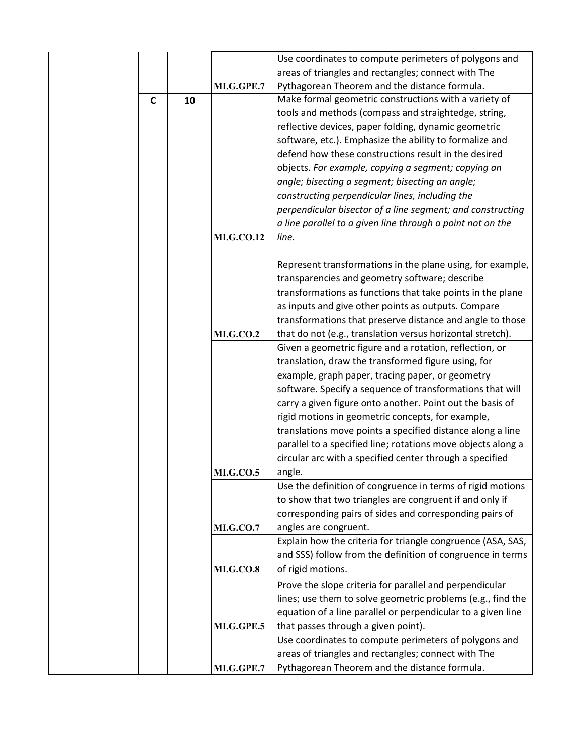| | | | | |
|---|---|---|---|---|
| | | | MI.G.GPE.7 | Use coordinates to compute perimeters of polygons and areas of triangles and rectangles; connect with The Pythagorean Theorem and the distance formula. |
| | C | 10 | MI.G.CO.12 | Make formal geometric constructions with a variety of tools and methods (compass and straightedge, string, reflective devices, paper folding, dynamic geometric software, etc.). Emphasize the ability to formalize and defend how these constructions result in the desired objects. *For example, copying a segment; copying an angle; bisecting a segment; bisecting an angle; constructing perpendicular lines, including the perpendicular bisector of a line segment; and constructing a line parallel to a given line through a point not on the line.* |
| | | | MI.G.CO.2 | Represent transformations in the plane using, for example, transparencies and geometry software; describe transformations as functions that take points in the plane as inputs and give other points as outputs. Compare transformations that preserve distance and angle to those that do not (e.g., translation versus horizontal stretch). |
| | | | MI.G.CO.5 | Given a geometric figure and a rotation, reflection, or translation, draw the transformed figure using, for example, graph paper, tracing paper, or geometry software. Specify a sequence of transformations that will carry a given figure onto another. Point out the basis of rigid motions in geometric concepts, for example, translations move points a specified distance along a line parallel to a specified line; rotations move objects along a circular arc with a specified center through a specified angle. |
| | | | MI.G.CO.7 | Use the definition of congruence in terms of rigid motions to show that two triangles are congruent if and only if corresponding pairs of sides and corresponding pairs of angles are congruent. |
| | | | MI.G.CO.8 | Explain how the criteria for triangle congruence (ASA, SAS, and SSS) follow from the definition of congruence in terms of rigid motions. |
| | | | MI.G.GPE.5 | Prove the slope criteria for parallel and perpendicular lines; use them to solve geometric problems (e.g., find the equation of a line parallel or perpendicular to a given line that passes through a given point). |
| | | | MI.G.GPE.7 | Use coordinates to compute perimeters of polygons and areas of triangles and rectangles; connect with The Pythagorean Theorem and the distance formula. |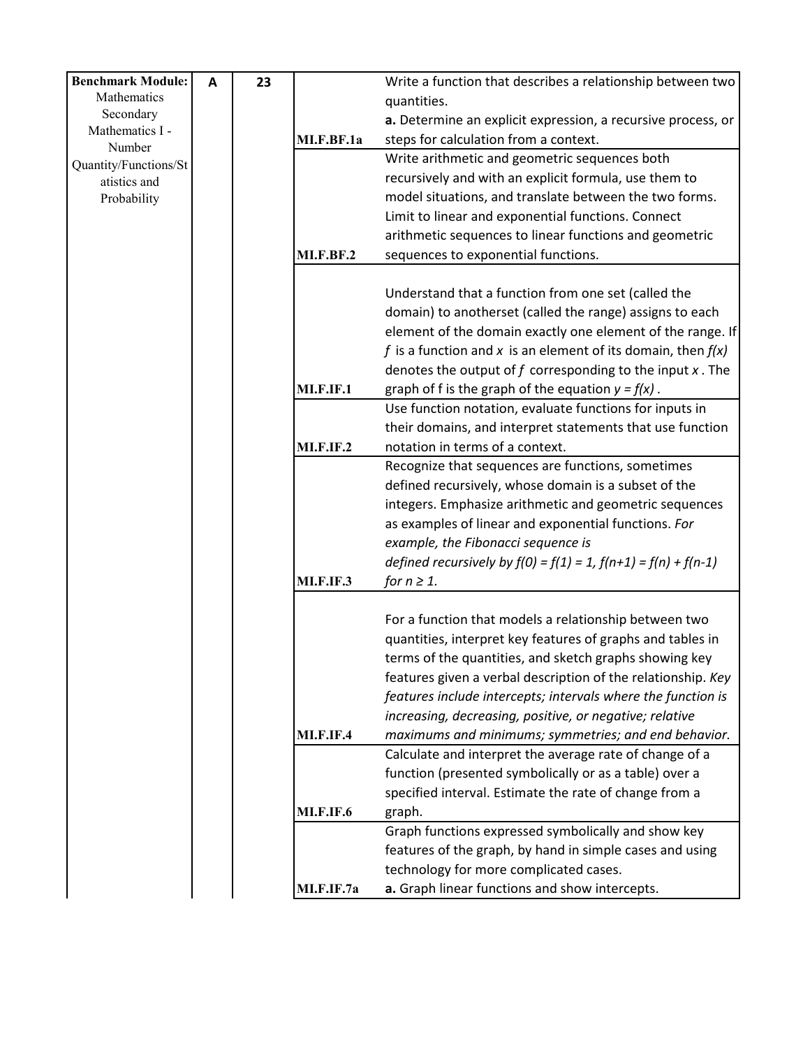| | | | | |
|---|---|---|---|---|
| **Benchmark Module:** Mathematics Secondary Mathematics I - Number Quantity/Functions/Statistics and Probability | **A** | **23** | **MI.F.BF.1a** | Write a function that describes a relationship between two quantities. **a.** Determine an explicit expression, a recursive process, or steps for calculation from a context. |
| | | | **MI.F.BF.2** | Write arithmetic and geometric sequences both recursively and with an explicit formula, use them to model situations, and translate between the two forms. Limit to linear and exponential functions. Connect arithmetic sequences to linear functions and geometric sequences to exponential functions. |
| | | | **MI.F.IF.1** | Understand that a function from one set (called the domain) to anotherset (called the range) assigns to each element of the domain exactly one element of the range. If $f$ is a function and $x$ is an element of its domain, then $f(x)$ denotes the output of $f$ corresponding to the input $x$. The graph of f is the graph of the equation $y = f(x)$. |
| | | | **MI.F.IF.2** | Use function notation, evaluate functions for inputs in their domains, and interpret statements that use function notation in terms of a context. |
| | | | **MI.F.IF.3** | Recognize that sequences are functions, sometimes defined recursively, whose domain is a subset of the integers. Emphasize arithmetic and geometric sequences as examples of linear and exponential functions. *For example, the Fibonacci sequence is defined recursively by* $f(0) = f(1) = 1, f(n+1) = f(n) + f(n-1)$ *for* $n \geq 1$. |
| | | | **MI.F.IF.4** | For a function that models a relationship between two quantities, interpret key features of graphs and tables in terms of the quantities, and sketch graphs showing key features given a verbal description of the relationship. *Key features include intercepts; intervals where the function is increasing, decreasing, positive, or negative; relative maximums and minimums; symmetries; and end behavior.* |
| | | | **MI.F.IF.6** | Calculate and interpret the average rate of change of a function (presented symbolically or as a table) over a specified interval. Estimate the rate of change from a graph. |
| | | | **MI.F.IF.7a** | Graph functions expressed symbolically and show key features of the graph, by hand in simple cases and using technology for more complicated cases. **a.** Graph linear functions and show intercepts. |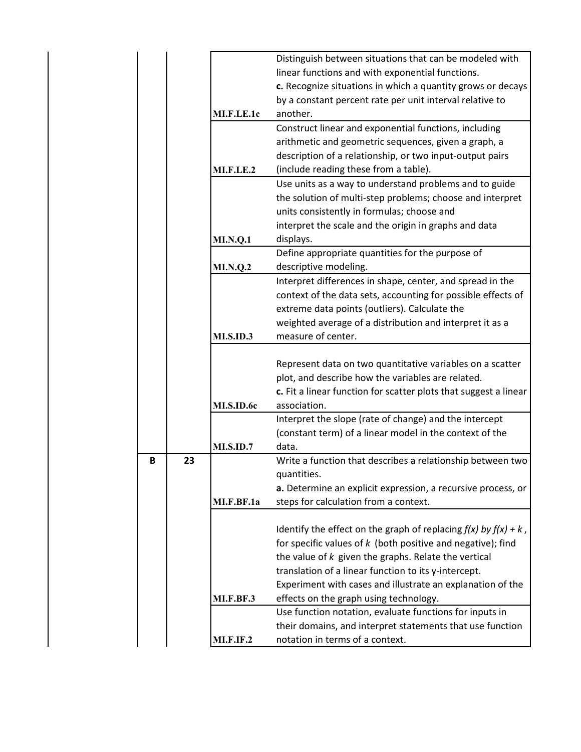| | | | | |
|---|---|---|---|---|
| | | | MI.F.LE.1c | Distinguish between situations that can be modeled with linear functions and with exponential functions. **c.** Recognize situations in which a quantity grows or decays by a constant percent rate per unit interval relative to another. |
| | | | MI.F.LE.2 | Construct linear and exponential functions, including arithmetic and geometric sequences, given a graph, a description of a relationship, or two input-output pairs (include reading these from a table). |
| | | | MI.N.Q.1 | Use units as a way to understand problems and to guide the solution of multi-step problems; choose and interpret units consistently in formulas; choose and interpret the scale and the origin in graphs and data displays. |
| | | | MI.N.Q.2 | Define appropriate quantities for the purpose of descriptive modeling. |
| | | | MI.S.ID.3 | Interpret differences in shape, center, and spread in the context of the data sets, accounting for possible effects of extreme data points (outliers). Calculate the weighted average of a distribution and interpret it as a measure of center. |
| | | | MI.S.ID.6c | Represent data on two quantitative variables on a scatter plot, and describe how the variables are related. **c.** Fit a linear function for scatter plots that suggest a linear association. |
| | | | MI.S.ID.7 | Interpret the slope (rate of change) and the intercept (constant term) of a linear model in the context of the data. |
| | B | 23 | MI.F.BF.1a | Write a function that describes a relationship between two quantities. **a.** Determine an explicit expression, a recursive process, or steps for calculation from a context. |
| | | | MI.F.BF.3 | Identify the effect on the graph of replacing $f(x)$ by $f(x) + k$, for specific values of $k$ (both positive and negative); find the value of $k$ given the graphs. Relate the vertical translation of a linear function to its y-intercept. Experiment with cases and illustrate an explanation of the effects on the graph using technology. |
| | | | MI.F.IF.2 | Use function notation, evaluate functions for inputs in their domains, and interpret statements that use function notation in terms of a context. |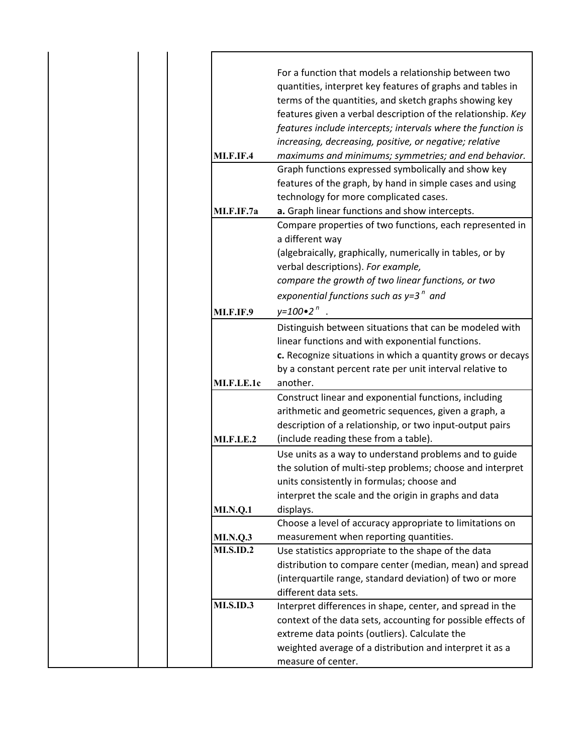| | | | | |
|---|---|---|---|---|
| | | | MI.F.IF.4 | For a function that models a relationship between two quantities, interpret key features of graphs and tables in terms of the quantities, and sketch graphs showing key features given a verbal description of the relationship. *Key features include intercepts; intervals where the function is increasing, decreasing, positive, or negative; relative maximums and minimums; symmetries; and end behavior.* |
| | | | MI.F.IF.7a | Graph functions expressed symbolically and show key features of the graph, by hand in simple cases and using technology for more complicated cases. **a.** Graph linear functions and show intercepts. |
| | | | MI.F.IF.9 | Compare properties of two functions, each represented in a different way (algebraically, graphically, numerically in tables, or by verbal descriptions). *For example, compare the growth of two linear functions, or two exponential functions such as* $y=3^n$ *and* $y=100\cdot 2^n$. |
| | | | MI.F.LE.1c | Distinguish between situations that can be modeled with linear functions and with exponential functions. **c.** Recognize situations in which a quantity grows or decays by a constant percent rate per unit interval relative to another. |
| | | | MI.F.LE.2 | Construct linear and exponential functions, including arithmetic and geometric sequences, given a graph, a description of a relationship, or two input-output pairs (include reading these from a table). |
| | | | MI.N.Q.1 | Use units as a way to understand problems and to guide the solution of multi-step problems; choose and interpret units consistently in formulas; choose and interpret the scale and the origin in graphs and data displays. |
| | | | MI.N.Q.3 | Choose a level of accuracy appropriate to limitations on measurement when reporting quantities. |
| | | | MI.S.ID.2 | Use statistics appropriate to the shape of the data distribution to compare center (median, mean) and spread (interquartile range, standard deviation) of two or more different data sets. |
| | | | MI.S.ID.3 | Interpret differences in shape, center, and spread in the context of the data sets, accounting for possible effects of extreme data points (outliers). Calculate the weighted average of a distribution and interpret it as a measure of center. |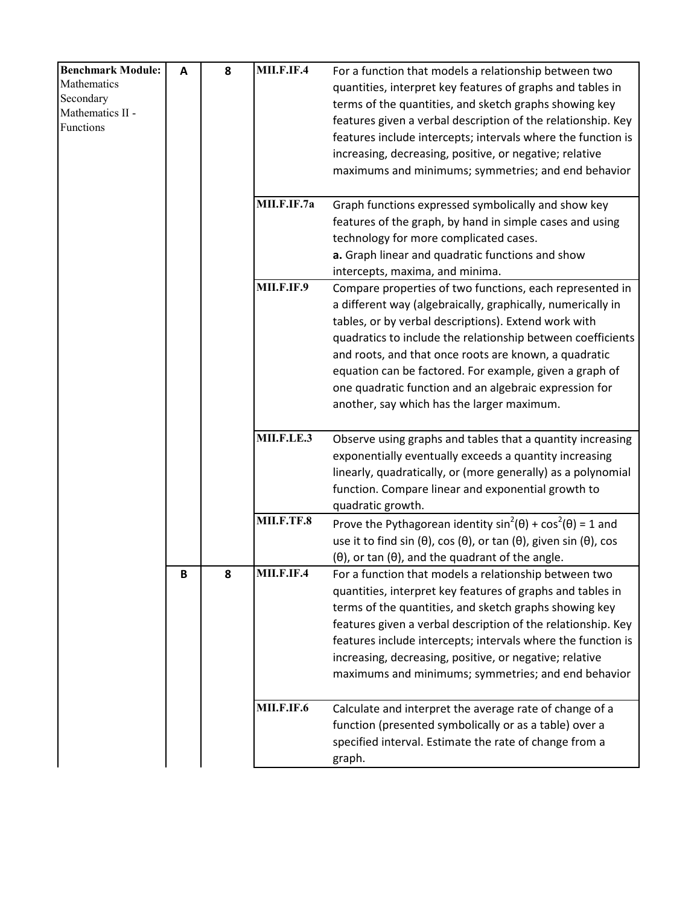| | | | | |
|---|---|---|---|---|
| **Benchmark Module:** Mathematics Secondary Mathematics II - Functions | **A** | **8** | **MII.F.IF.4** | For a function that models a relationship between two quantities, interpret key features of graphs and tables in terms of the quantities, and sketch graphs showing key features given a verbal description of the relationship. Key features include intercepts; intervals where the function is increasing, decreasing, positive, or negative; relative maximums and minimums; symmetries; and end behavior |
| | | | **MII.F.IF.7a** | Graph functions expressed symbolically and show key features of the graph, by hand in simple cases and using technology for more complicated cases. **a.** Graph linear and quadratic functions and show intercepts, maxima, and minima. |
| | | | **MII.F.IF.9** | Compare properties of two functions, each represented in a different way (algebraically, graphically, numerically in tables, or by verbal descriptions). Extend work with quadratics to include the relationship between coefficients and roots, and that once roots are known, a quadratic equation can be factored. For example, given a graph of one quadratic function and an algebraic expression for another, say which has the larger maximum. |
| | | | **MII.F.LE.3** | Observe using graphs and tables that a quantity increasing exponentially eventually exceeds a quantity increasing linearly, quadratically, or (more generally) as a polynomial function. Compare linear and exponential growth to quadratic growth. |
| | | | **MII.F.TF.8** | Prove the Pythagorean identity $\sin^2(\theta) + \cos^2(\theta) = 1$ and use it to find $\sin(\theta)$, $\cos(\theta)$, or $\tan(\theta)$, given $\sin(\theta)$, $\cos(\theta)$, or $\tan(\theta)$, and the quadrant of the angle. |
| | **B** | **8** | **MII.F.IF.4** | For a function that models a relationship between two quantities, interpret key features of graphs and tables in terms of the quantities, and sketch graphs showing key features given a verbal description of the relationship. Key features include intercepts; intervals where the function is increasing, decreasing, positive, or negative; relative maximums and minimums; symmetries; and end behavior |
| | | | **MII.F.IF.6** | Calculate and interpret the average rate of change of a function (presented symbolically or as a table) over a specified interval. Estimate the rate of change from a graph. |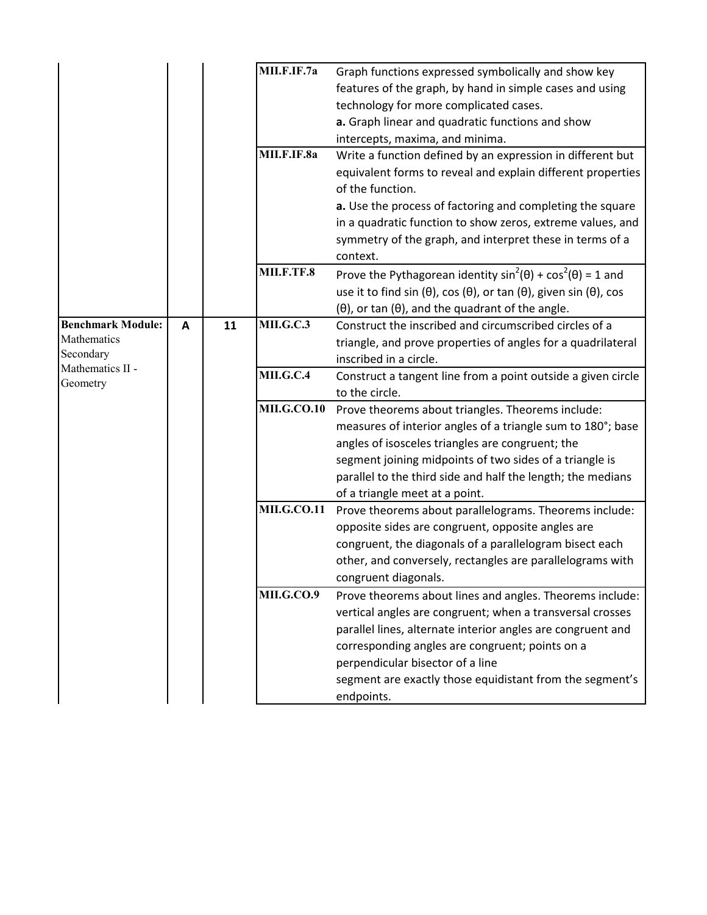| | | | | |
|---|---|---|---|---|
| | | | MII.F.IF.7a | Graph functions expressed symbolically and show key features of the graph, by hand in simple cases and using technology for more complicated cases.<br>**a.** Graph linear and quadratic functions and show intercepts, maxima, and minima. |
| | | | MII.F.IF.8a | Write a function defined by an expression in different but equivalent forms to reveal and explain different properties of the function.<br>**a.** Use the process of factoring and completing the square in a quadratic function to show zeros, extreme values, and symmetry of the graph, and interpret these in terms of a context. |
| | | | MII.F.TF.8 | Prove the Pythagorean identity $\sin^2(\theta) + \cos^2(\theta) = 1$ and use it to find sin (θ), cos (θ), or tan (θ), given sin (θ), cos (θ), or tan (θ), and the quadrant of the angle. |
| **Benchmark Module:** Mathematics Secondary Mathematics II - Geometry | A | 11 | MII.G.C.3 | Construct the inscribed and circumscribed circles of a triangle, and prove properties of angles for a quadrilateral inscribed in a circle. |
| | | | MII.G.C.4 | Construct a tangent line from a point outside a given circle to the circle. |
| | | | MII.G.CO.10 | Prove theorems about triangles. Theorems include: measures of interior angles of a triangle sum to 180°; base angles of isosceles triangles are congruent; the segment joining midpoints of two sides of a triangle is parallel to the third side and half the length; the medians of a triangle meet at a point. |
| | | | MII.G.CO.11 | Prove theorems about parallelograms. Theorems include: opposite sides are congruent, opposite angles are congruent, the diagonals of a parallelogram bisect each other, and conversely, rectangles are parallelograms with congruent diagonals. |
| | | | MII.G.CO.9 | Prove theorems about lines and angles. Theorems include: vertical angles are congruent; when a transversal crosses parallel lines, alternate interior angles are congruent and corresponding angles are congruent; points on a perpendicular bisector of a line segment are exactly those equidistant from the segment's endpoints. |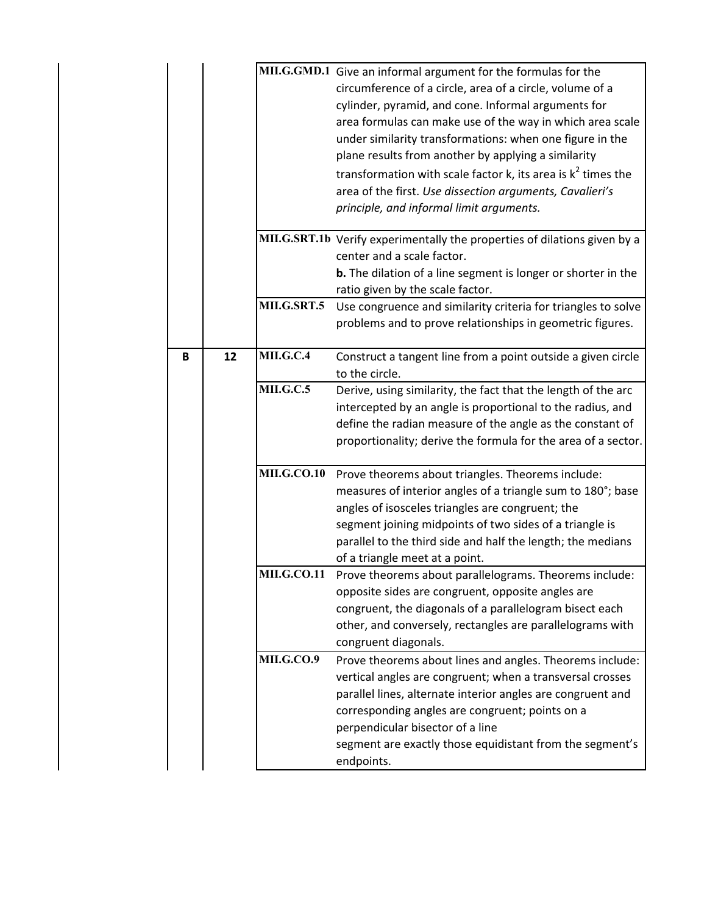| | | | | |
|---|---|---|---|---|
| | | | MII.G.GMD.1 | Give an informal argument for the formulas for the circumference of a circle, area of a circle, volume of a cylinder, pyramid, and cone. Informal arguments for area formulas can make use of the way in which area scale under similarity transformations: when one figure in the plane results from another by applying a similarity transformation with scale factor k, its area is $k^2$ times the area of the first. *Use dissection arguments, Cavalieri's principle, and informal limit arguments.* |
| | | | MII.G.SRT.1b | Verify experimentally the properties of dilations given by a center and a scale factor.<br>**b.** The dilation of a line segment is longer or shorter in the ratio given by the scale factor. |
| | | | MII.G.SRT.5 | Use congruence and similarity criteria for triangles to solve problems and to prove relationships in geometric figures. |
| | B | 12 | MII.G.C.4 | Construct a tangent line from a point outside a given circle to the circle. |
| | | | MII.G.C.5 | Derive, using similarity, the fact that the length of the arc intercepted by an angle is proportional to the radius, and define the radian measure of the angle as the constant of proportionality; derive the formula for the area of a sector. |
| | | | MII.G.CO.10 | Prove theorems about triangles. Theorems include: measures of interior angles of a triangle sum to 180°; base angles of isosceles triangles are congruent; the segment joining midpoints of two sides of a triangle is parallel to the third side and half the length; the medians of a triangle meet at a point. |
| | | | MII.G.CO.11 | Prove theorems about parallelograms. Theorems include: opposite sides are congruent, opposite angles are congruent, the diagonals of a parallelogram bisect each other, and conversely, rectangles are parallelograms with congruent diagonals. |
| | | | MII.G.CO.9 | Prove theorems about lines and angles. Theorems include: vertical angles are congruent; when a transversal crosses parallel lines, alternate interior angles are congruent and corresponding angles are congruent; points on a perpendicular bisector of a line segment are exactly those equidistant from the segment's endpoints. |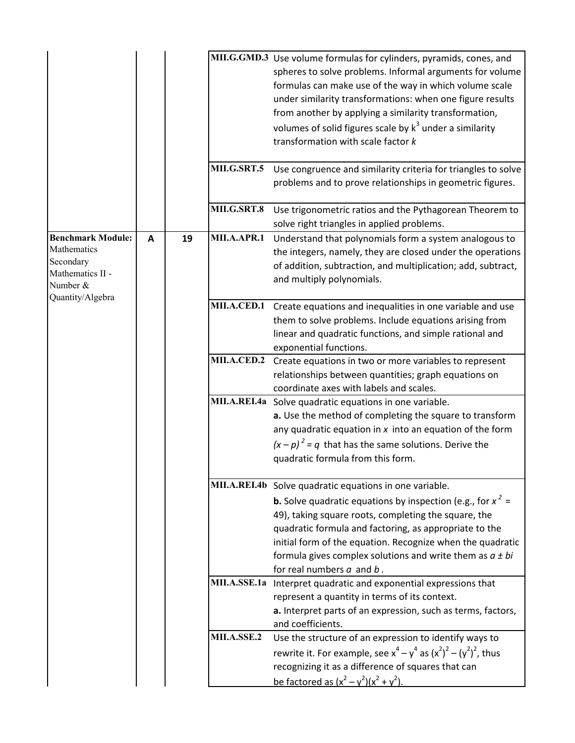| | | | | |
|---|---|---|---|---|
| | | | MII.G.GMD.3 | Use volume formulas for cylinders, pyramids, cones, and spheres to solve problems. Informal arguments for volume formulas can make use of the way in which volume scale under similarity transformations: when one figure results from another by applying a similarity transformation, volumes of solid figures scale by $k^3$ under a similarity transformation with scale factor *k* |
| | | | MII.G.SRT.5 | Use congruence and similarity criteria for triangles to solve problems and to prove relationships in geometric figures. |
| | | | MII.G.SRT.8 | Use trigonometric ratios and the Pythagorean Theorem to solve right triangles in applied problems. |
| **Benchmark Module:** Mathematics Secondary Mathematics II - Number & Quantity/Algebra | A | 19 | MII.A.APR.1 | Understand that polynomials form a system analogous to the integers, namely, they are closed under the operations of addition, subtraction, and multiplication; add, subtract, and multiply polynomials. |
| | | | MII.A.CED.1 | Create equations and inequalities in one variable and use them to solve problems. Include equations arising from linear and quadratic functions, and simple rational and exponential functions. |
| | | | MII.A.CED.2 | Create equations in two or more variables to represent relationships between quantities; graph equations on coordinate axes with labels and scales. |
| | | | MII.A.REI.4a | Solve quadratic equations in one variable. **a.** Use the method of completing the square to transform any quadratic equation in *x* into an equation of the form $(x - p)^2 = q$ that has the same solutions. Derive the quadratic formula from this form. |
| | | | MII.A.REI.4b | Solve quadratic equations in one variable. **b.** Solve quadratic equations by inspection (e.g., for $x^2 = 49$), taking square roots, completing the square, the quadratic formula and factoring, as appropriate to the initial form of the equation. Recognize when the quadratic formula gives complex solutions and write them as $a \pm bi$ for real numbers *a* and *b*. |
| | | | MII.A.SSE.1a | Interpret quadratic and exponential expressions that represent a quantity in terms of its context. **a.** Interpret parts of an expression, such as terms, factors, and coefficients. |
| | | | MII.A.SSE.2 | Use the structure of an expression to identify ways to rewrite it. For example, see $x^4 - y^4$ as $(x^2)^2 - (y^2)^2$, thus recognizing it as a difference of squares that can be factored as $(x^2 - y^2)(x^2 + y^2)$. |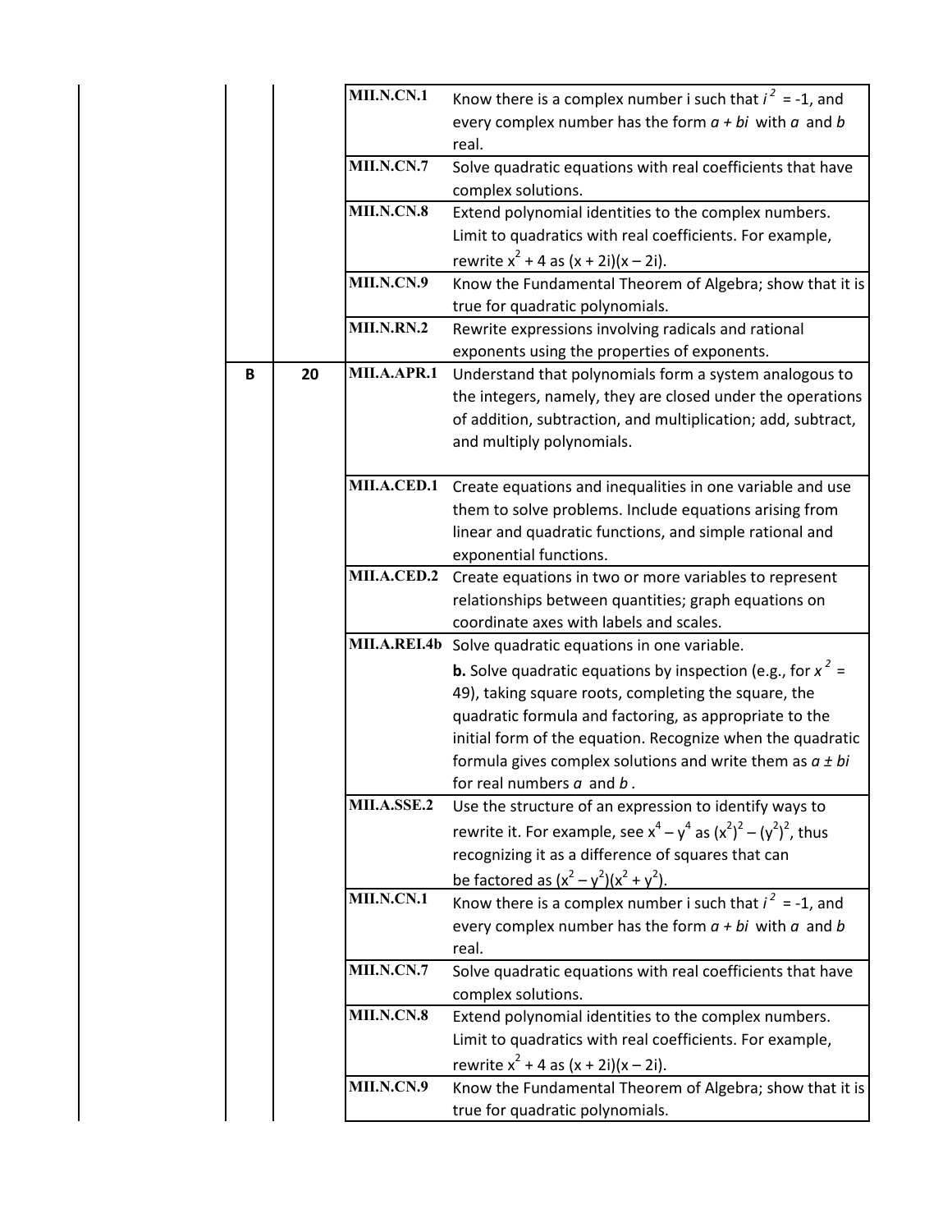| | | | |
|---|---|---|---|
| | | MII.N.CN.1 | Know there is a complex number i such that $i^2 = -1$, and every complex number has the form $a + bi$ with $a$ and $b$ real. |
| | | MII.N.CN.7 | Solve quadratic equations with real coefficients that have complex solutions. |
| | | MII.N.CN.8 | Extend polynomial identities to the complex numbers. Limit to quadratics with real coefficients. For example, rewrite $x^2 + 4$ as $(x + 2i)(x – 2i)$. |
| | | MII.N.CN.9 | Know the Fundamental Theorem of Algebra; show that it is true for quadratic polynomials. |
| | | MII.N.RN.2 | Rewrite expressions involving radicals and rational exponents using the properties of exponents. |
| B | 20 | MII.A.APR.1 | Understand that polynomials form a system analogous to the integers, namely, they are closed under the operations of addition, subtraction, and multiplication; add, subtract, and multiply polynomials. |
| | | MII.A.CED.1 | Create equations and inequalities in one variable and use them to solve problems. Include equations arising from linear and quadratic functions, and simple rational and exponential functions. |
| | | MII.A.CED.2 | Create equations in two or more variables to represent relationships between quantities; graph equations on coordinate axes with labels and scales. |
| | | MII.A.REI.4b | Solve quadratic equations in one variable. **b.** Solve quadratic equations by inspection (e.g., for $x^2 = 49$), taking square roots, completing the square, the quadratic formula and factoring, as appropriate to the initial form of the equation. Recognize when the quadratic formula gives complex solutions and write them as $a \pm bi$ for real numbers $a$ and $b$. |
| | | MII.A.SSE.2 | Use the structure of an expression to identify ways to rewrite it. For example, see $x^4 – y^4$ as $(x^2)^2 – (y^2)^2$, thus recognizing it as a difference of squares that can be factored as $(x^2 – y^2)(x^2 + y^2)$. |
| | | MII.N.CN.1 | Know there is a complex number i such that $i^2 = -1$, and every complex number has the form $a + bi$ with $a$ and $b$ real. |
| | | MII.N.CN.7 | Solve quadratic equations with real coefficients that have complex solutions. |
| | | MII.N.CN.8 | Extend polynomial identities to the complex numbers. Limit to quadratics with real coefficients. For example, rewrite $x^2 + 4$ as $(x + 2i)(x – 2i)$. |
| | | MII.N.CN.9 | Know the Fundamental Theorem of Algebra; show that it is true for quadratic polynomials. |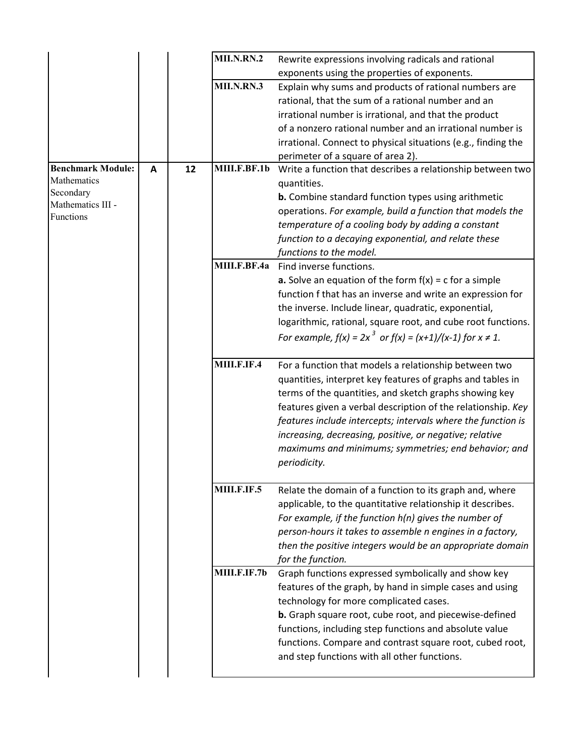| | | | | |
|---|---|---|---|---|
| | | | MII.N.RN.2 | Rewrite expressions involving radicals and rational exponents using the properties of exponents. |
| | | | MII.N.RN.3 | Explain why sums and products of rational numbers are rational, that the sum of a rational number and an irrational number is irrational, and that the product of a nonzero rational number and an irrational number is irrational. Connect to physical situations (e.g., finding the perimeter of a square of area 2). |
| **Benchmark Module:** Mathematics Secondary Mathematics III - Functions | **A** | **12** | MIII.F.BF.1b | Write a function that describes a relationship between two quantities. **b.** Combine standard function types using arithmetic operations. *For example, build a function that models the temperature of a cooling body by adding a constant function to a decaying exponential, and relate these functions to the model.* |
| | | | MIII.F.BF.4a | Find inverse functions. **a.** Solve an equation of the form $f(x) = c$ for a simple function f that has an inverse and write an expression for the inverse. Include linear, quadratic, exponential, logarithmic, rational, square root, and cube root functions. *For example, $f(x) = 2x^3$ or $f(x) = (x+1)/(x-1)$ for $x \neq 1$.* |
| | | | MIII.F.IF.4 | For a function that models a relationship between two quantities, interpret key features of graphs and tables in terms of the quantities, and sketch graphs showing key features given a verbal description of the relationship. *Key features include intercepts; intervals where the function is increasing, decreasing, positive, or negative; relative maximums and minimums; symmetries; end behavior; and periodicity.* |
| | | | MIII.F.IF.5 | Relate the domain of a function to its graph and, where applicable, to the quantitative relationship it describes. *For example, if the function h(n) gives the number of person-hours it takes to assemble n engines in a factory, then the positive integers would be an appropriate domain for the function.* |
| | | | MIII.F.IF.7b | Graph functions expressed symbolically and show key features of the graph, by hand in simple cases and using technology for more complicated cases. **b.** Graph square root, cube root, and piecewise-defined functions, including step functions and absolute value functions. Compare and contrast square root, cubed root, and step functions with all other functions. |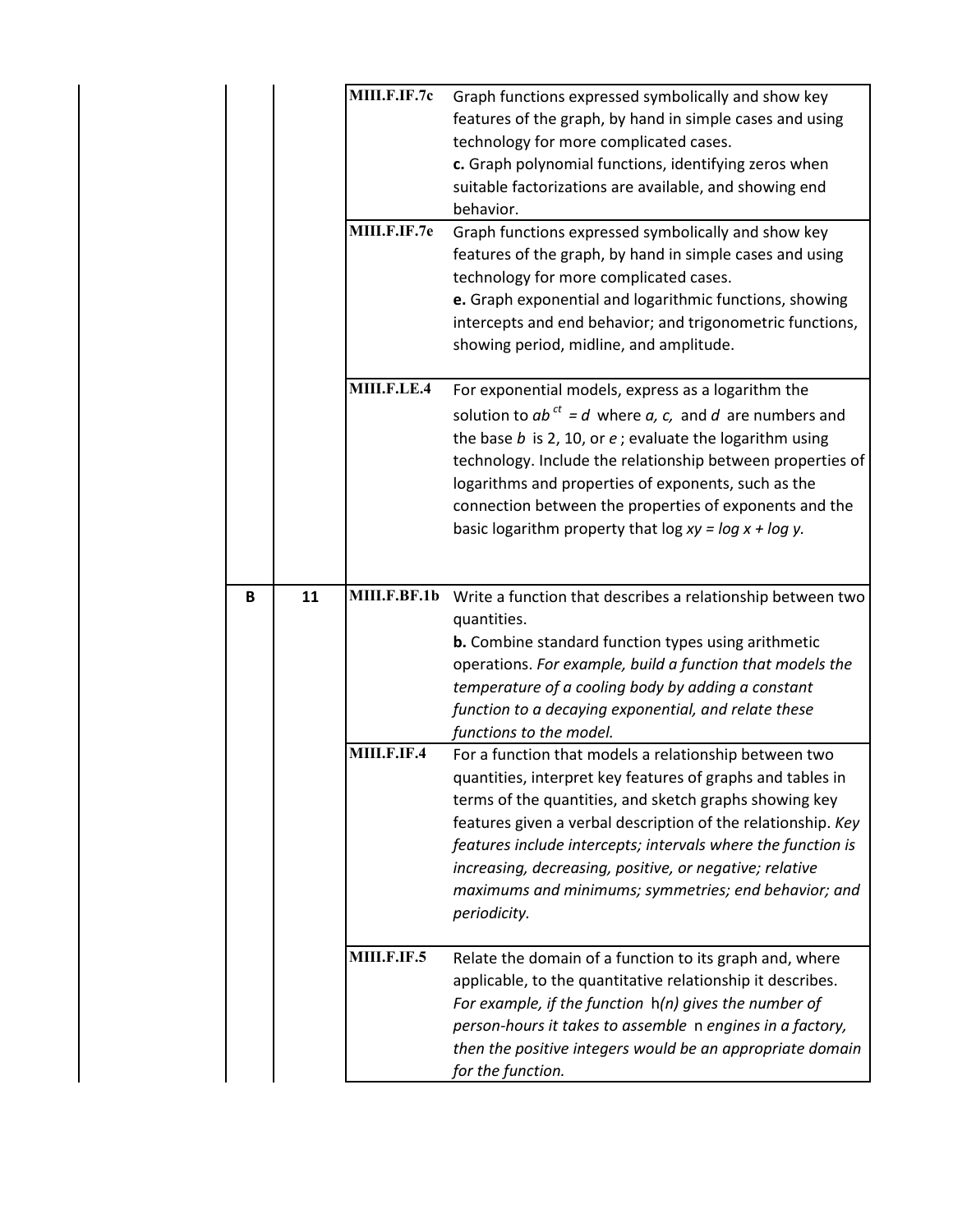| | | | |
|---|---|---|---|
| | | MIII.F.IF.7c | Graph functions expressed symbolically and show key features of the graph, by hand in simple cases and using technology for more complicated cases.<br>**c.** Graph polynomial functions, identifying zeros when suitable factorizations are available, and showing end behavior. |
| | | MIII.F.IF.7e | Graph functions expressed symbolically and show key features of the graph, by hand in simple cases and using technology for more complicated cases.<br>**e.** Graph exponential and logarithmic functions, showing intercepts and end behavior; and trigonometric functions, showing period, midline, and amplitude. |
| | | MIII.F.LE.4 | For exponential models, express as a logarithm the solution to $ab^{ct} = d$ where *a, c,* and *d* are numbers and the base *b* is 2, 10, or *e*; evaluate the logarithm using technology. Include the relationship between properties of logarithms and properties of exponents, such as the connection between the properties of exponents and the basic logarithm property that log $xy = \log x + \log y$. |
| **B** | **11** | MIII.F.BF.1b | Write a function that describes a relationship between two quantities.<br>**b.** Combine standard function types using arithmetic operations. *For example, build a function that models the temperature of a cooling body by adding a constant function to a decaying exponential, and relate these functions to the model.* |
| | | MIII.F.IF.4 | For a function that models a relationship between two quantities, interpret key features of graphs and tables in terms of the quantities, and sketch graphs showing key features given a verbal description of the relationship. *Key features include intercepts; intervals where the function is increasing, decreasing, positive, or negative; relative maximums and minimums; symmetries; end behavior; and periodicity.* |
| | | MIII.F.IF.5 | Relate the domain of a function to its graph and, where applicable, to the quantitative relationship it describes. *For example, if the function* h*(n) gives the number of person-hours it takes to assemble* n *engines in a factory, then the positive integers would be an appropriate domain for the function.* |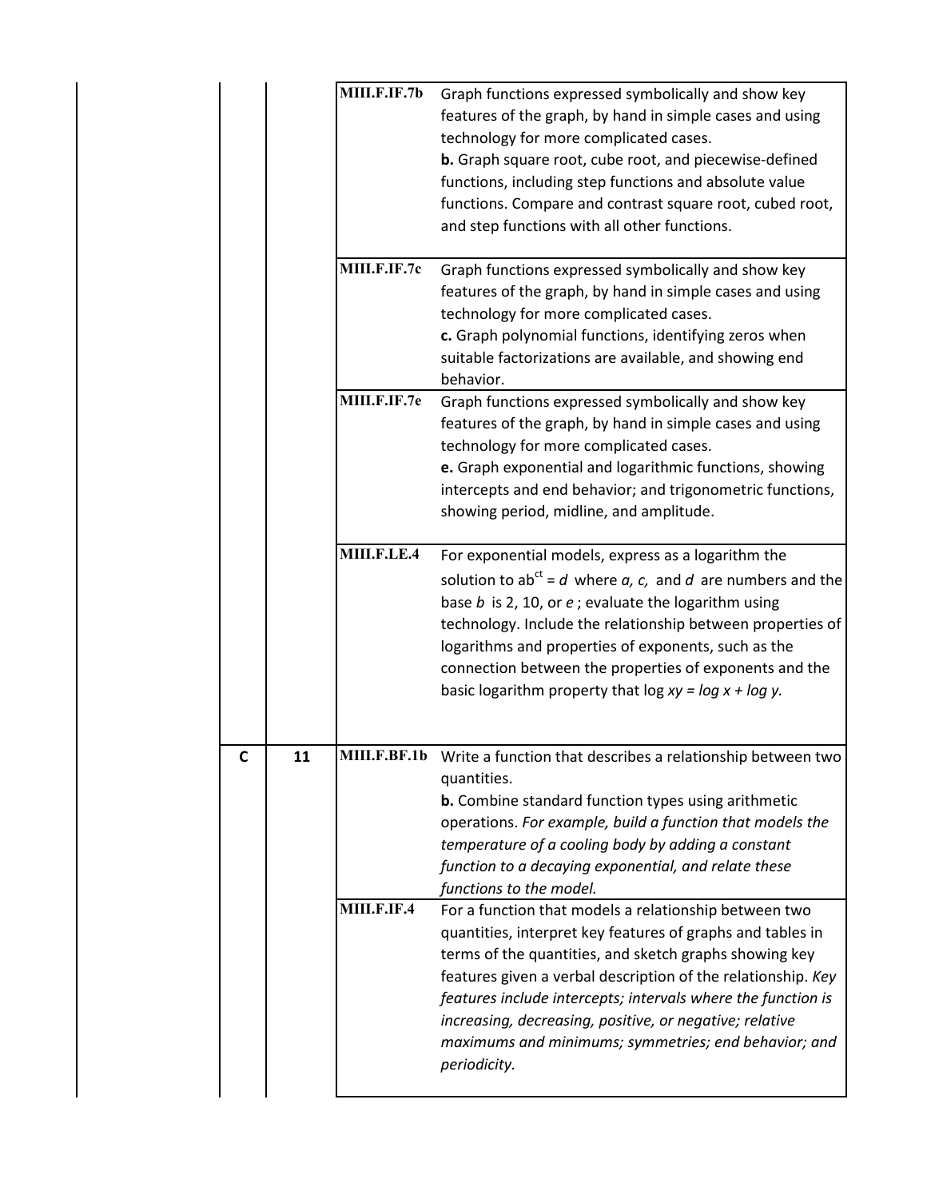| | | | |
|---|---|---|---|
| | | MIII.F.IF.7b | Graph functions expressed symbolically and show key features of the graph, by hand in simple cases and using technology for more complicated cases. **b.** Graph square root, cube root, and piecewise-defined functions, including step functions and absolute value functions. Compare and contrast square root, cubed root, and step functions with all other functions. |
| | | MIII.F.IF.7c | Graph functions expressed symbolically and show key features of the graph, by hand in simple cases and using technology for more complicated cases. **c.** Graph polynomial functions, identifying zeros when suitable factorizations are available, and showing end behavior. |
| | | MIII.F.IF.7e | Graph functions expressed symbolically and show key features of the graph, by hand in simple cases and using technology for more complicated cases. **e.** Graph exponential and logarithmic functions, showing intercepts and end behavior; and trigonometric functions, showing period, midline, and amplitude. |
| | | MIII.F.LE.4 | For exponential models, express as a logarithm the solution to $ab^{ct} = d$ where *a, c,* and *d* are numbers and the base *b* is 2, 10, or *e*; evaluate the logarithm using technology. Include the relationship between properties of logarithms and properties of exponents, such as the connection between the properties of exponents and the basic logarithm property that $\log xy = \log x + \log y$. |
| **C** | **11** | MIII.F.BF.1b | Write a function that describes a relationship between two quantities. **b.** Combine standard function types using arithmetic operations. *For example, build a function that models the temperature of a cooling body by adding a constant function to a decaying exponential, and relate these functions to the model.* |
| | | MIII.F.IF.4 | For a function that models a relationship between two quantities, interpret key features of graphs and tables in terms of the quantities, and sketch graphs showing key features given a verbal description of the relationship. *Key features include intercepts; intervals where the function is increasing, decreasing, positive, or negative; relative maximums and minimums; symmetries; end behavior; and periodicity.* |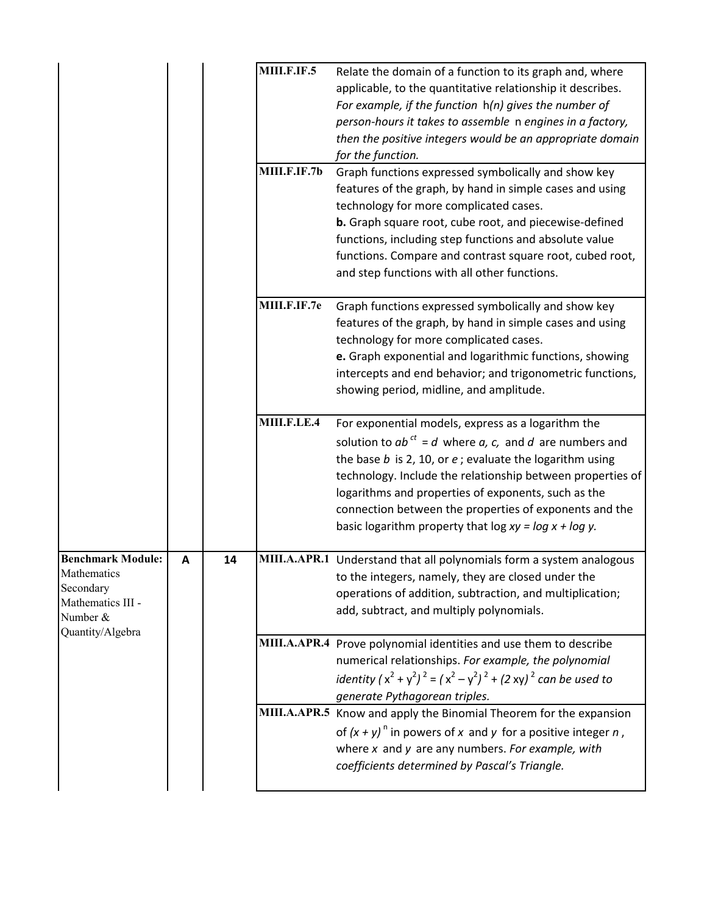| | | | | |
|---|---|---|---|---|
| | | | MIII.F.IF.5 | Relate the domain of a function to its graph and, where applicable, to the quantitative relationship it describes. *For example, if the function h(n) gives the number of person-hours it takes to assemble n engines in a factory, then the positive integers would be an appropriate domain for the function.* |
| | | | MIII.F.IF.7b | Graph functions expressed symbolically and show key features of the graph, by hand in simple cases and using technology for more complicated cases. **b.** Graph square root, cube root, and piecewise-defined functions, including step functions and absolute value functions. Compare and contrast square root, cubed root, and step functions with all other functions. |
| | | | MIII.F.IF.7e | Graph functions expressed symbolically and show key features of the graph, by hand in simple cases and using technology for more complicated cases. **e.** Graph exponential and logarithmic functions, showing intercepts and end behavior; and trigonometric functions, showing period, midline, and amplitude. |
| | | | MIII.F.LE.4 | For exponential models, express as a logarithm the solution to $ab^{ct} = d$ where *a, c,* and *d* are numbers and the base *b* is 2, 10, or *e*; evaluate the logarithm using technology. Include the relationship between properties of logarithms and properties of exponents, such as the connection between the properties of exponents and the basic logarithm property that $\log xy = \log x + \log y$. |
| **Benchmark Module:** Mathematics Secondary Mathematics III - Number & Quantity/Algebra | A | 14 | | MIII.A.APR.1 | Understand that all polynomials form a system analogous to the integers, namely, they are closed under the operations of addition, subtraction, and multiplication; add, subtract, and multiply polynomials. |
| | | | MIII.A.APR.4 | Prove polynomial identities and use them to describe numerical relationships. *For example, the polynomial identity* $(x^2 + y^2)^2 = (x^2 - y^2)^2 + (2xy)^2$ *can be used to generate Pythagorean triples.* |
| | | | MIII.A.APR.5 | Know and apply the Binomial Theorem for the expansion of $(x + y)^n$ in powers of *x* and *y* for a positive integer *n*, where *x* and *y* are any numbers. *For example, with coefficients determined by Pascal's Triangle.* |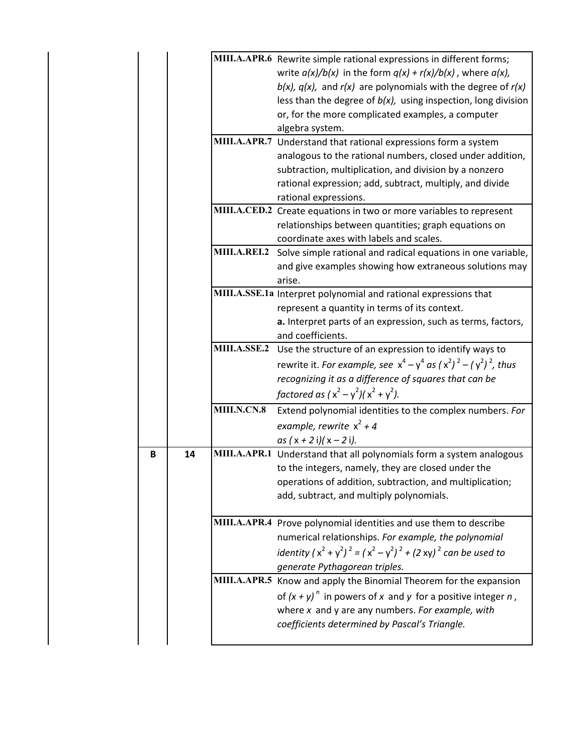| | | | Standard | Description |
|---|---|---|---|---|
| | | | MIII.A.APR.6 | Rewrite simple rational expressions in different forms; write $a(x)/b(x)$ in the form $q(x) + r(x)/b(x)$, where $a(x)$, $b(x)$, $q(x)$, and $r(x)$ are polynomials with the degree of $r(x)$ less than the degree of $b(x)$, using inspection, long division or, for the more complicated examples, a computer algebra system. |
| | | | MIII.A.APR.7 | Understand that rational expressions form a system analogous to the rational numbers, closed under addition, subtraction, multiplication, and division by a nonzero rational expression; add, subtract, multiply, and divide rational expressions. |
| | | | MIII.A.CED.2 | Create equations in two or more variables to represent relationships between quantities; graph equations on coordinate axes with labels and scales. |
| | | | MIII.A.REI.2 | Solve simple rational and radical equations in one variable, and give examples showing how extraneous solutions may arise. |
| | | | MIII.A.SSE.1a | Interpret polynomial and rational expressions that represent a quantity in terms of its context. **a.** Interpret parts of an expression, such as terms, factors, and coefficients. |
| | | | MIII.A.SSE.2 | Use the structure of an expression to identify ways to rewrite it. *For example, see* $x^4 - y^4$ *as* $(x^2)^2 - (y^2)^2$*, thus recognizing it as a difference of squares that can be factored as* $(x^2 - y^2)(x^2 + y^2)$*.* |
| | | | MIII.N.CN.8 | Extend polynomial identities to the complex numbers. *For example, rewrite* $x^2 + 4$ *as* $(x + 2i)(x - 2i)$*.* |
| | B | 14 | MIII.A.APR.1 | Understand that all polynomials form a system analogous to the integers, namely, they are closed under the operations of addition, subtraction, and multiplication; add, subtract, and multiply polynomials. |
| | | | MIII.A.APR.4 | Prove polynomial identities and use them to describe numerical relationships. *For example, the polynomial identity* $(x^2 + y^2)^2 = (x^2 - y^2)^2 + (2xy)^2$ *can be used to generate Pythagorean triples.* |
| | | | MIII.A.APR.5 | Know and apply the Binomial Theorem for the expansion of $(x + y)^n$ in powers of $x$ and $y$ for a positive integer $n$, where $x$ and y are any numbers. *For example, with coefficients determined by Pascal's Triangle.* |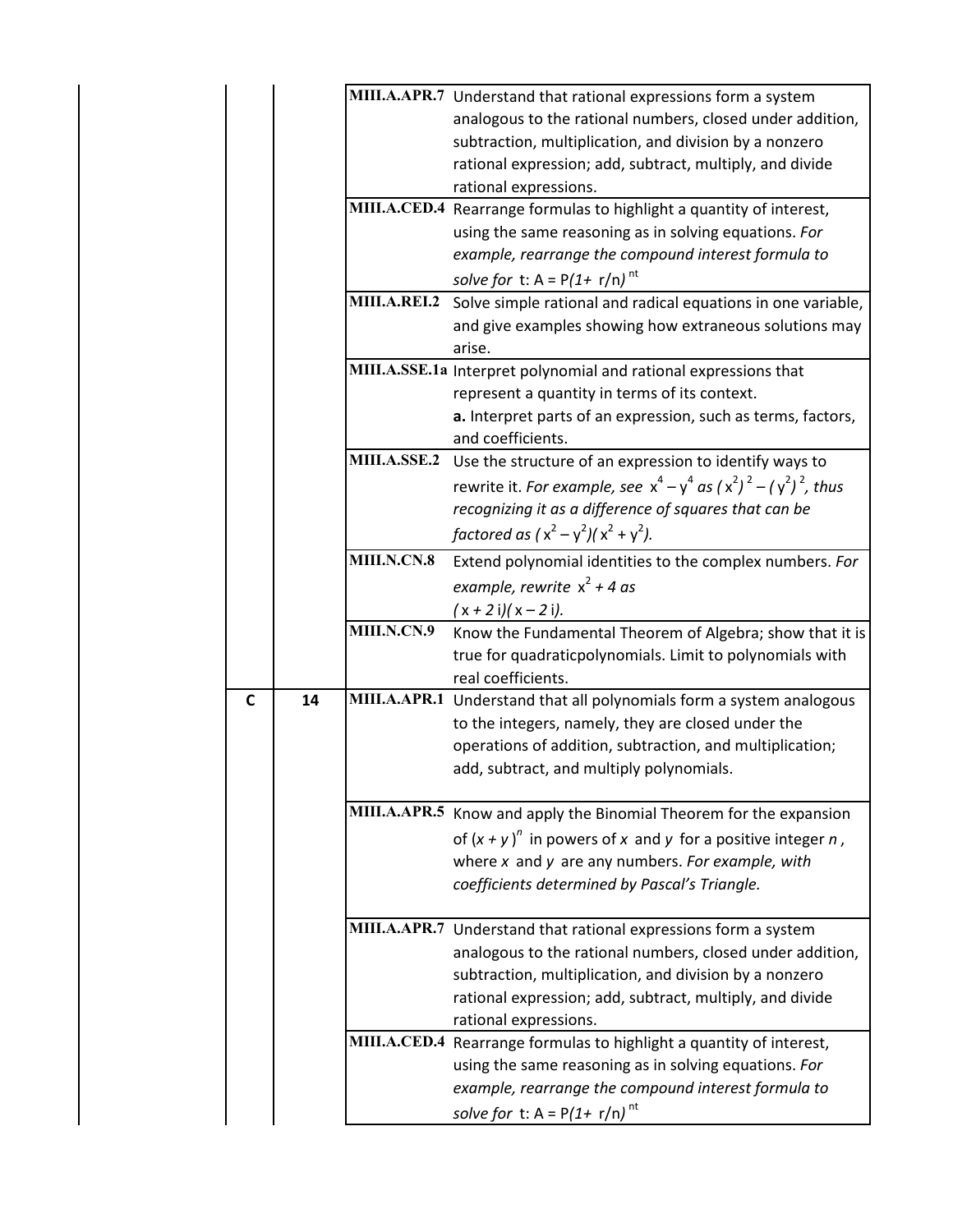| | | | |
|---|---|---|---|
| | | MIII.A.APR.7 | Understand that rational expressions form a system analogous to the rational numbers, closed under addition, subtraction, multiplication, and division by a nonzero rational expression; add, subtract, multiply, and divide rational expressions. |
| | | MIII.A.CED.4 | Rearrange formulas to highlight a quantity of interest, using the same reasoning as in solving equations. *For example, rearrange the compound interest formula to solve for* t: $A = P(1+ r/n)^{nt}$ |
| | | MIII.A.REI.2 | Solve simple rational and radical equations in one variable, and give examples showing how extraneous solutions may arise. |
| | | MIII.A.SSE.1a | Interpret polynomial and rational expressions that represent a quantity in terms of its context.<br>**a.** Interpret parts of an expression, such as terms, factors, and coefficients. |
| | | MIII.A.SSE.2 | Use the structure of an expression to identify ways to rewrite it. *For example, see* $x^4 - y^4$ *as* $(x^2)^2 - (y^2)^2$*, thus recognizing it as a difference of squares that can be factored as* $(x^2 - y^2)(x^2 + y^2)$*.* |
| | | MIII.N.CN.8 | Extend polynomial identities to the complex numbers. *For example, rewrite* $x^2 + 4$ *as* $(x + 2i)(x - 2i)$*.* |
| | | MIII.N.CN.9 | Know the Fundamental Theorem of Algebra; show that it is true for quadraticpolynomials. Limit to polynomials with real coefficients. |
| C | 14 | MIII.A.APR.1 | Understand that all polynomials form a system analogous to the integers, namely, they are closed under the operations of addition, subtraction, and multiplication; add, subtract, and multiply polynomials. |
| | | MIII.A.APR.5 | Know and apply the Binomial Theorem for the expansion of $(x + y)^n$ in powers of $x$ and $y$ for a positive integer $n$, where $x$ and $y$ are any numbers. *For example, with coefficients determined by Pascal's Triangle.* |
| | | MIII.A.APR.7 | Understand that rational expressions form a system analogous to the rational numbers, closed under addition, subtraction, multiplication, and division by a nonzero rational expression; add, subtract, multiply, and divide rational expressions. |
| | | MIII.A.CED.4 | Rearrange formulas to highlight a quantity of interest, using the same reasoning as in solving equations. *For example, rearrange the compound interest formula to solve for* t: $A = P(1+ r/n)^{nt}$ |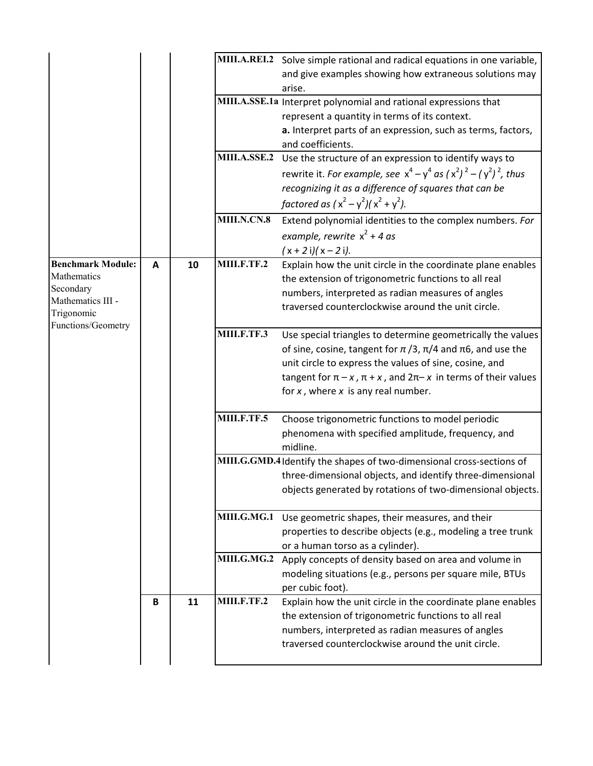| | | | | |
|---|---|---|---|---|
| | | | MIII.A.REI.2 | Solve simple rational and radical equations in one variable, and give examples showing how extraneous solutions may arise. |
| | | | MIII.A.SSE.1a | Interpret polynomial and rational expressions that represent a quantity in terms of its context. **a.** Interpret parts of an expression, such as terms, factors, and coefficients. |
| | | | MIII.A.SSE.2 | Use the structure of an expression to identify ways to rewrite it. *For example, see* $x^4 - y^4$ *as* $(x^2)^2 - (y^2)^2$*, thus recognizing it as a difference of squares that can be factored as* $(x^2 - y^2)(x^2 + y^2)$*.* |
| | | | MIII.N.CN.8 | Extend polynomial identities to the complex numbers. *For example, rewrite* $x^2 + 4$ *as* $(x + 2i)(x - 2i)$*.* |
| **Benchmark Module:** Mathematics Secondary Mathematics III - Trigonomic Functions/Geometry | A | 10 | MIII.F.TF.2 | Explain how the unit circle in the coordinate plane enables the extension of trigonometric functions to all real numbers, interpreted as radian measures of angles traversed counterclockwise around the unit circle. |
| | | | MIII.F.TF.3 | Use special triangles to determine geometrically the values of sine, cosine, tangent for $\pi/3$, $\pi/4$ and $\pi 6$, and use the unit circle to express the values of sine, cosine, and tangent for $\pi - x$, $\pi + x$, and $2\pi - x$ in terms of their values for $x$, where $x$ is any real number. |
| | | | MIII.F.TF.5 | Choose trigonometric functions to model periodic phenomena with specified amplitude, frequency, and midline. |
| | | | MIII.G.GMD.4 | Identify the shapes of two-dimensional cross-sections of three-dimensional objects, and identify three-dimensional objects generated by rotations of two-dimensional objects. |
| | | | MIII.G.MG.1 | Use geometric shapes, their measures, and their properties to describe objects (e.g., modeling a tree trunk or a human torso as a cylinder). |
| | | | MIII.G.MG.2 | Apply concepts of density based on area and volume in modeling situations (e.g., persons per square mile, BTUs per cubic foot). |
| | B | 11 | MIII.F.TF.2 | Explain how the unit circle in the coordinate plane enables the extension of trigonometric functions to all real numbers, interpreted as radian measures of angles traversed counterclockwise around the unit circle. |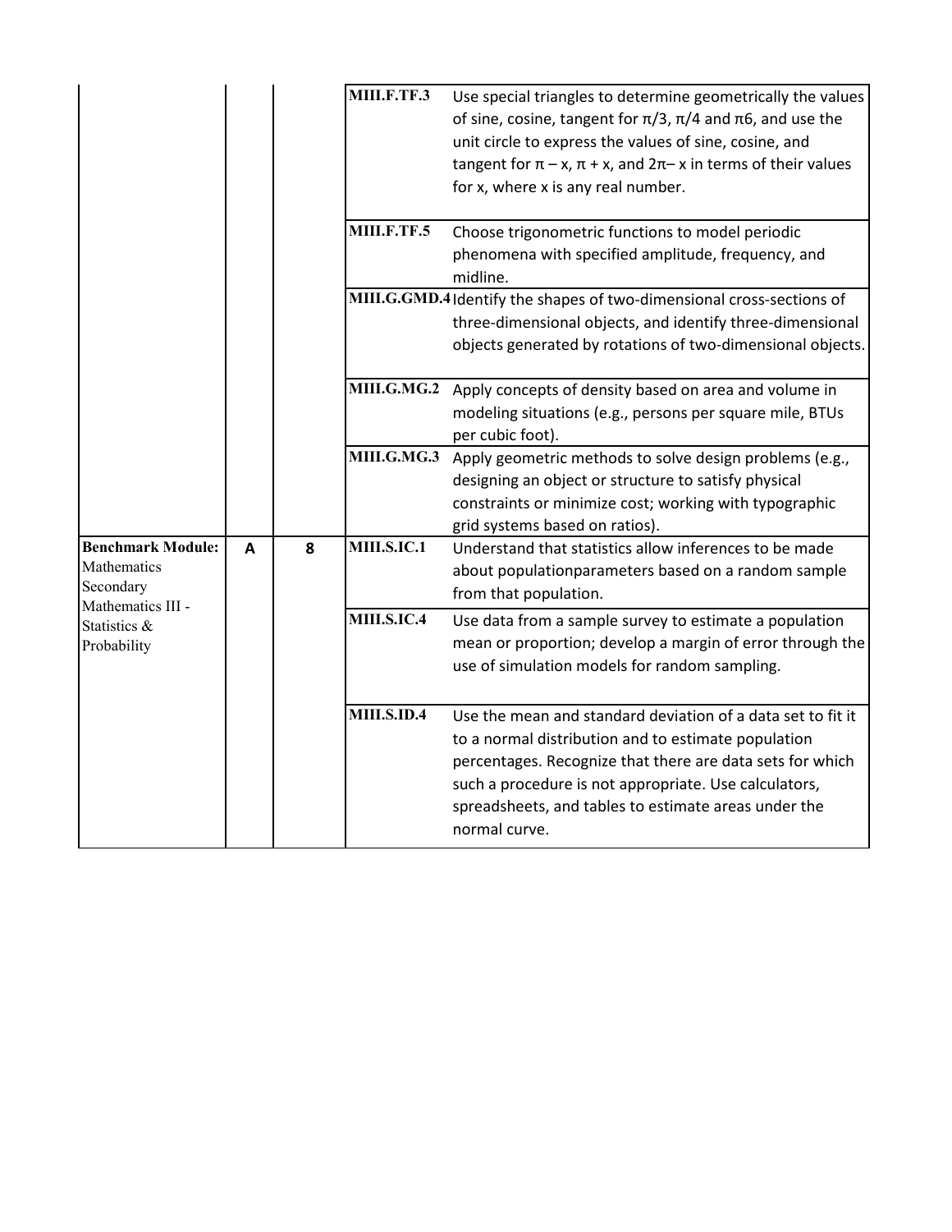| | | | | |
|---|---|---|---|---|
| | | | MIII.F.TF.3 | Use special triangles to determine geometrically the values of sine, cosine, tangent for π/3, π/4 and π6, and use the unit circle to express the values of sine, cosine, and tangent for π – x, π + x, and 2π– x in terms of their values for x, where x is any real number. |
| | | | MIII.F.TF.5 | Choose trigonometric functions to model periodic phenomena with specified amplitude, frequency, and midline. |
| | | | MIII.G.GMD.4 | Identify the shapes of two-dimensional cross-sections of three-dimensional objects, and identify three-dimensional objects generated by rotations of two-dimensional objects. |
| | | | MIII.G.MG.2 | Apply concepts of density based on area and volume in modeling situations (e.g., persons per square mile, BTUs per cubic foot). |
| | | | MIII.G.MG.3 | Apply geometric methods to solve design problems (e.g., designing an object or structure to satisfy physical constraints or minimize cost; working with typographic grid systems based on ratios). |
| **Benchmark Module:** Mathematics Secondary Mathematics III - Statistics & Probability | A | 8 | MIII.S.IC.1 | Understand that statistics allow inferences to be made about populationparameters based on a random sample from that population. |
| | | | MIII.S.IC.4 | Use data from a sample survey to estimate a population mean or proportion; develop a margin of error through the use of simulation models for random sampling. |
| | | | MIII.S.ID.4 | Use the mean and standard deviation of a data set to fit it to a normal distribution and to estimate population percentages. Recognize that there are data sets for which such a procedure is not appropriate. Use calculators, spreadsheets, and tables to estimate areas under the normal curve. |